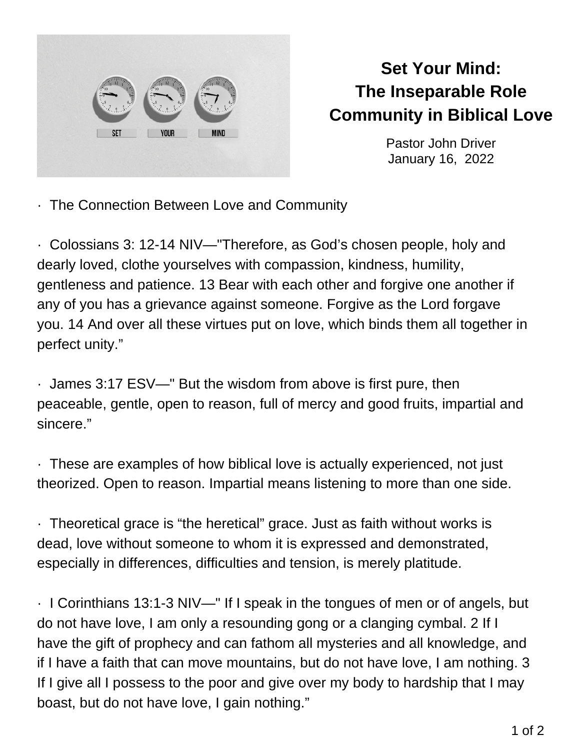# Set Your Mind: The Inseparable Role Community in Biblical Love

Pastor John Driver
January 16, 2022

· The Connection Between Love and Community

· Colossians 3: 12-14 NIV—"Therefore, as God's chosen people, holy and dearly loved, clothe yourselves with compassion, kindness, humility, gentleness and patience. 13 Bear with each other and forgive one another if any of you has a grievance against someone. Forgive as the Lord forgave you. 14 And over all these virtues put on love, which binds them all together in perfect unity."

· James 3:17 ESV—" But the wisdom from above is first pure, then peaceable, gentle, open to reason, full of mercy and good fruits, impartial and sincere."

· These are examples of how biblical love is actually experienced, not just theorized. Open to reason. Impartial means listening to more than one side.

· Theoretical grace is "the heretical" grace. Just as faith without works is dead, love without someone to whom it is expressed and demonstrated, especially in differences, difficulties and tension, is merely platitude.

· I Corinthians 13:1-3 NIV—" If I speak in the tongues of men or of angels, but do not have love, I am only a resounding gong or a clanging cymbal. 2 If I have the gift of prophecy and can fathom all mysteries and all knowledge, and if I have a faith that can move mountains, but do not have love, I am nothing. 3 If I give all I possess to the poor and give over my body to hardship that I may boast, but do not have love, I gain nothing."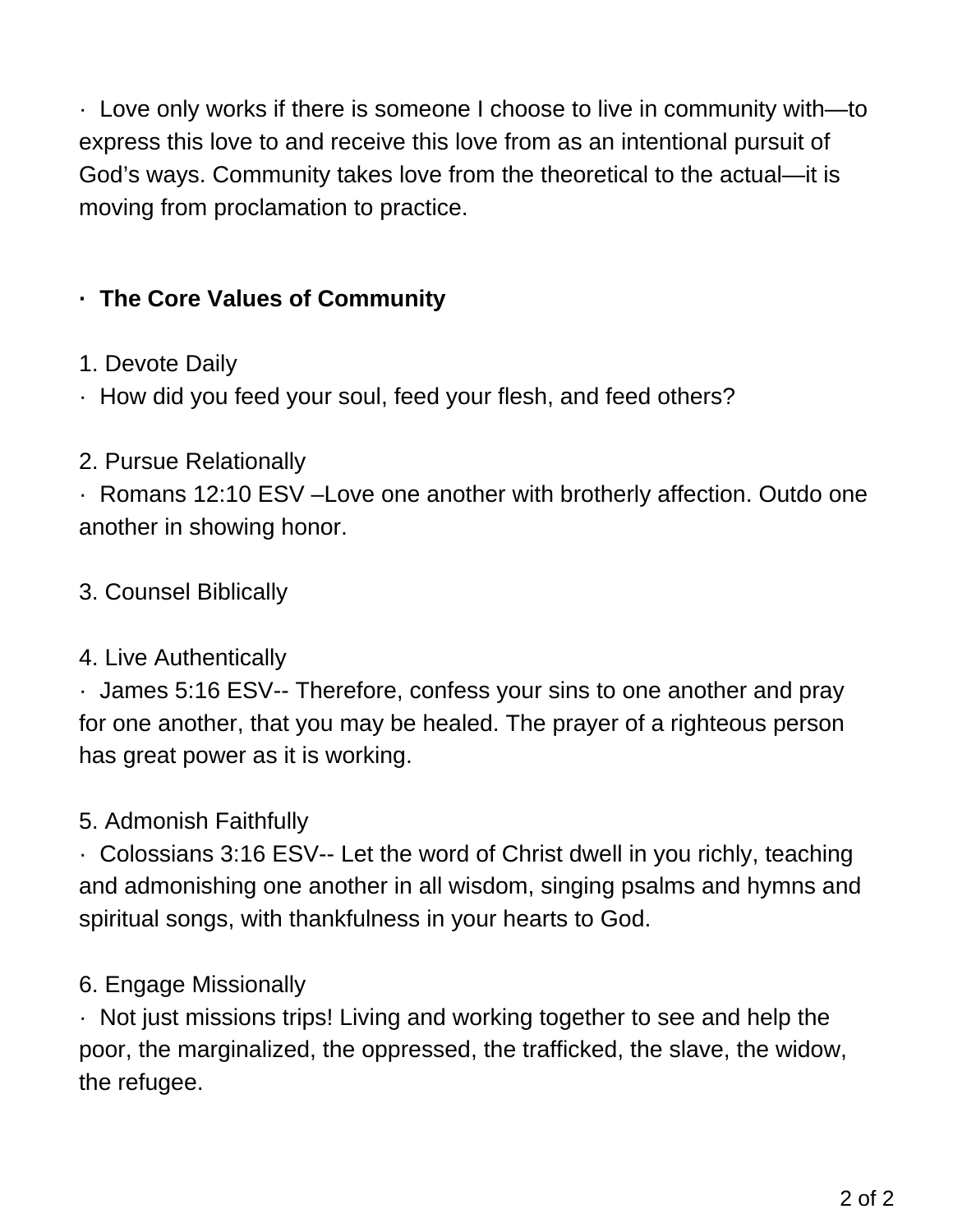· Love only works if there is someone I choose to live in community with—to express this love to and receive this love from as an intentional pursuit of God's ways. Community takes love from the theoretical to the actual—it is moving from proclamation to practice.

· **The Core Values of Community**

1. Devote Daily

· How did you feed your soul, feed your flesh, and feed others?

2. Pursue Relationally

· Romans 12:10 ESV –Love one another with brotherly affection. Outdo one another in showing honor.

3. Counsel Biblically

4. Live Authentically

· James 5:16 ESV-- Therefore, confess your sins to one another and pray for one another, that you may be healed. The prayer of a righteous person has great power as it is working.

5. Admonish Faithfully

· Colossians 3:16 ESV-- Let the word of Christ dwell in you richly, teaching and admonishing one another in all wisdom, singing psalms and hymns and spiritual songs, with thankfulness in your hearts to God.

6. Engage Missionally

· Not just missions trips! Living and working together to see and help the poor, the marginalized, the oppressed, the trafficked, the slave, the widow, the refugee.